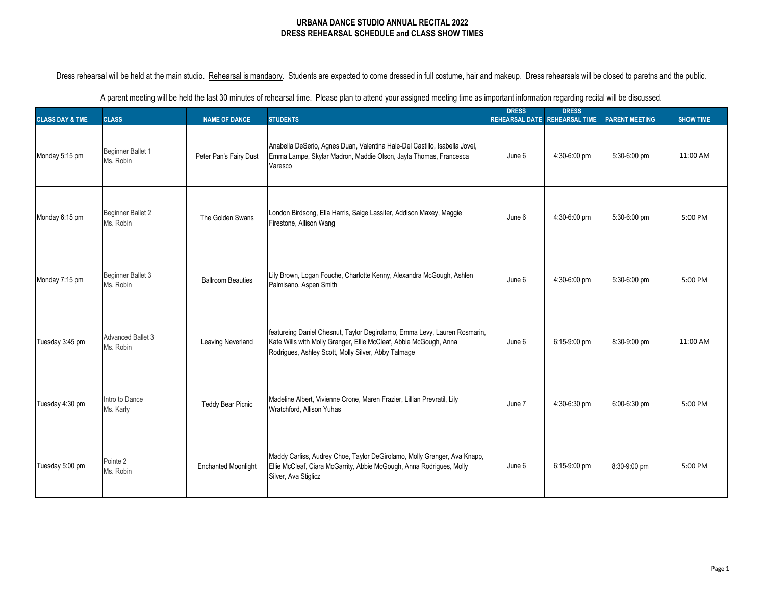# URBANA DANCE STUDIO ANNUAL RECITAL 2022
## DRESS REHEARSAL SCHEDULE and CLASS SHOW TIMES

Dress rehearsal will be held at the main studio. <u>Rehearsal is mandaory</u>. Students are expected to come dressed in full costume, hair and makeup. Dress rehearsals will be closed to paretns and the public.

A parent meeting will be held the last 30 minutes of rehearsal time. Please plan to attend your assigned meeting time as important information regarding recital will be discussed.

| CLASS DAY & TME | CLASS | NAME OF DANCE | STUDENTS | DRESS REHEARSAL DATE | DRESS REHEARSAL TIME | PARENT MEETING | SHOW TIME |
|---|---|---|---|---|---|---|---|
| Monday 5:15 pm | Beginner Ballet 1 Ms. Robin | Peter Pan's Fairy Dust | Anabella DeSerio, Agnes Duan, Valentina Hale-Del Castillo, Isabella Jovel, Emma Lampe, Skylar Madron, Maddie Olson, Jayla Thomas, Francesca Varesco | June 6 | 4:30-6:00 pm | 5:30-6:00 pm | 11:00 AM |
| Monday 6:15 pm | Beginner Ballet 2 Ms. Robin | The Golden Swans | London Birdsong, Ella Harris, Saige Lassiter, Addison Maxey, Maggie Firestone, Allison Wang | June 6 | 4:30-6:00 pm | 5:30-6:00 pm | 5:00 PM |
| Monday 7:15 pm | Beginner Ballet 3 Ms. Robin | Ballroom Beauties | Lily Brown, Logan Fouche, Charlotte Kenny, Alexandra McGough, Ashlen Palmisano, Aspen Smith | June 6 | 4:30-6:00 pm | 5:30-6:00 pm | 5:00 PM |
| Tuesday 3:45 pm | Advanced Ballet 3 Ms. Robin | Leaving Neverland | featureing Daniel Chesnut, Taylor Degirolamo, Emma Levy, Lauren Rosmarin, Kate Wills with Molly Granger, Ellie McCleaf, Abbie McGough, Anna Rodrigues, Ashley Scott, Molly Silver, Abby Talmage | June 6 | 6:15-9:00 pm | 8:30-9:00 pm | 11:00 AM |
| Tuesday 4:30 pm | Intro to Dance Ms. Karly | Teddy Bear Picnic | Madeline Albert, Vivienne Crone, Maren Frazier, Lillian Prevratil, Lily Wratchford, Allison Yuhas | June 7 | 4:30-6:30 pm | 6:00-6:30 pm | 5:00 PM |
| Tuesday 5:00 pm | Pointe 2 Ms. Robin | Enchanted Moonlight | Maddy Carliss, Audrey Choe, Taylor DeGirolamo, Molly Granger, Ava Knapp, Ellie McCleaf, Ciara McGarrity, Abbie McGough, Anna Rodrigues, Molly Silver, Ava Stiglicz | June 6 | 6:15-9:00 pm | 8:30-9:00 pm | 5:00 PM |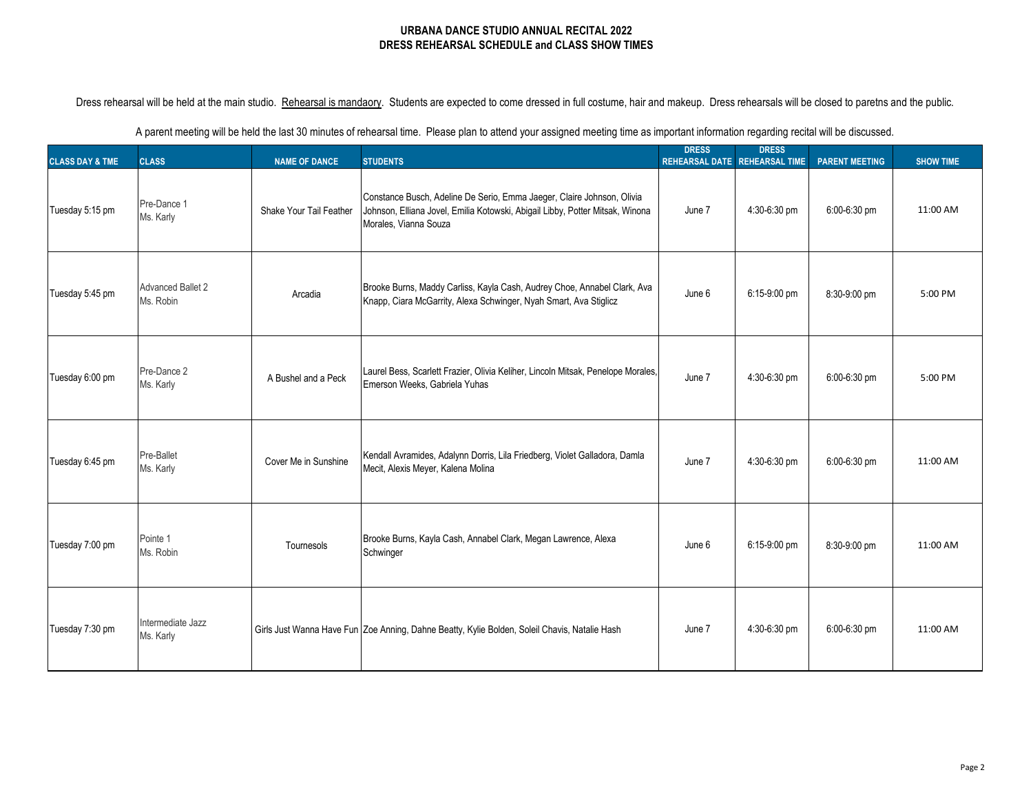# URBANA DANCE STUDIO ANNUAL RECITAL 2022
## DRESS REHEARSAL SCHEDULE and CLASS SHOW TIMES

Dress rehearsal will be held at the main studio. Rehearsal is mandaory. Students are expected to come dressed in full costume, hair and makeup. Dress rehearsals will be closed to paretns and the public.

A parent meeting will be held the last 30 minutes of rehearsal time. Please plan to attend your assigned meeting time as important information regarding recital will be discussed.

| CLASS DAY & TME | CLASS | NAME OF DANCE | STUDENTS | DRESS REHEARSAL DATE | DRESS REHEARSAL TIME | PARENT MEETING | SHOW TIME |
|---|---|---|---|---|---|---|---|
| Tuesday 5:15 pm | Pre-Dance 1 Ms. Karly | Shake Your Tail Feather | Constance Busch, Adeline De Serio, Emma Jaeger, Claire Johnson, Olivia Johnson, Elliana Jovel, Emilia Kotowski, Abigail Libby, Potter Mitsak, Winona Morales, Vianna Souza | June 7 | 4:30-6:30 pm | 6:00-6:30 pm | 11:00 AM |
| Tuesday 5:45 pm | Advanced Ballet 2 Ms. Robin | Arcadia | Brooke Burns, Maddy Carliss, Kayla Cash, Audrey Choe, Annabel Clark, Ava Knapp, Ciara McGarrity, Alexa Schwinger, Nyah Smart, Ava Stiglicz | June 6 | 6:15-9:00 pm | 8:30-9:00 pm | 5:00 PM |
| Tuesday 6:00 pm | Pre-Dance 2 Ms. Karly | A Bushel and a Peck | Laurel Bess, Scarlett Frazier, Olivia Keliher, Lincoln Mitsak, Penelope Morales, Emerson Weeks, Gabriela Yuhas | June 7 | 4:30-6:30 pm | 6:00-6:30 pm | 5:00 PM |
| Tuesday 6:45 pm | Pre-Ballet Ms. Karly | Cover Me in Sunshine | Kendall Avramides, Adalynn Dorris, Lila Friedberg, Violet Galladora, Damla Mecit, Alexis Meyer, Kalena Molina | June 7 | 4:30-6:30 pm | 6:00-6:30 pm | 11:00 AM |
| Tuesday 7:00 pm | Pointe 1 Ms. Robin | Tournesols | Brooke Burns, Kayla Cash, Annabel Clark, Megan Lawrence, Alexa Schwinger | June 6 | 6:15-9:00 pm | 8:30-9:00 pm | 11:00 AM |
| Tuesday 7:30 pm | Intermediate Jazz Ms. Karly | Girls Just Wanna Have Fun | Zoe Anning, Dahne Beatty, Kylie Bolden, Soleil Chavis, Natalie Hash | June 7 | 4:30-6:30 pm | 6:00-6:30 pm | 11:00 AM |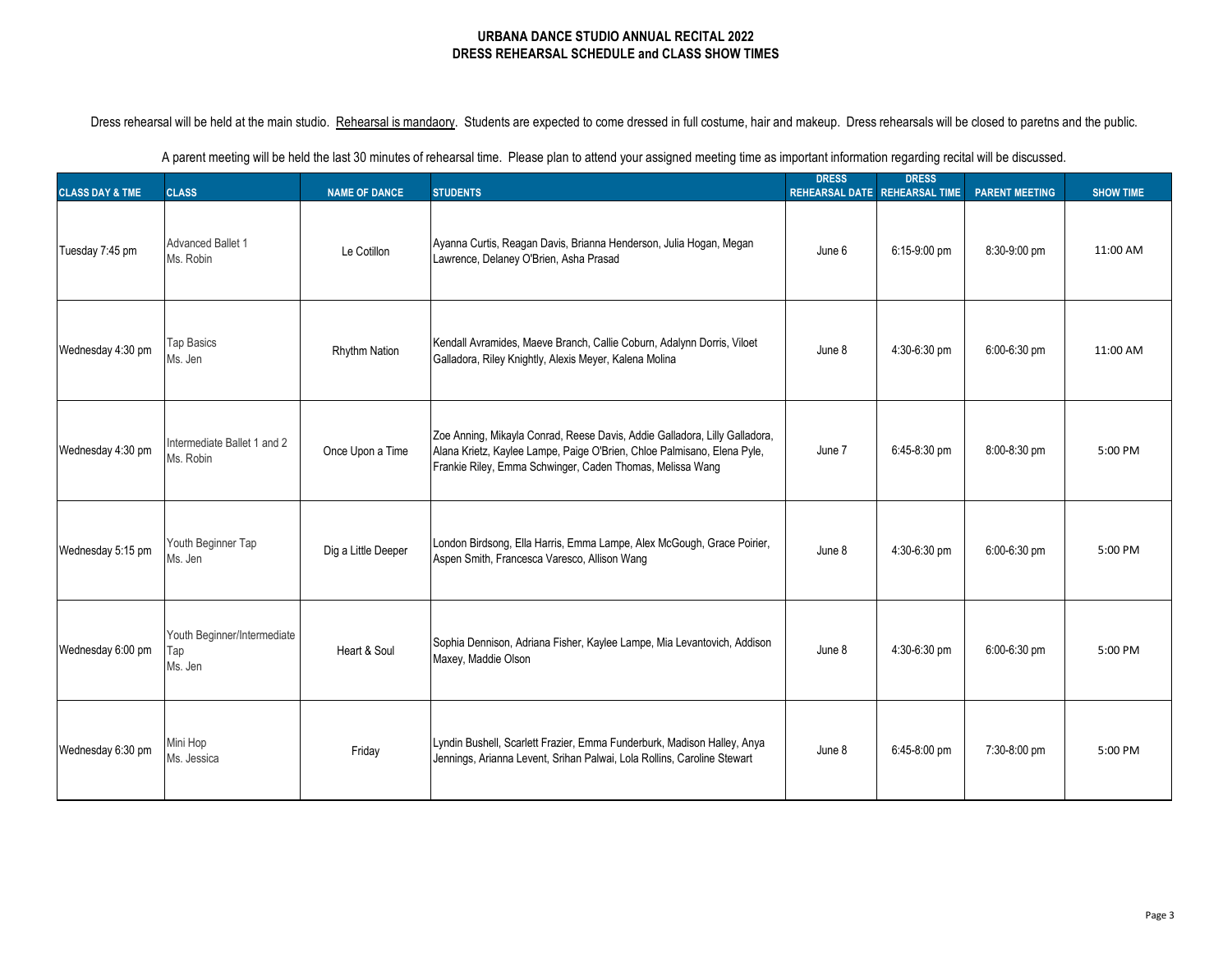# URBANA DANCE STUDIO ANNUAL RECITAL 2022
## DRESS REHEARSAL SCHEDULE and CLASS SHOW TIMES

Dress rehearsal will be held at the main studio. Rehearsal is mandaory. Students are expected to come dressed in full costume, hair and makeup. Dress rehearsals will be closed to paretns and the public.

A parent meeting will be held the last 30 minutes of rehearsal time. Please plan to attend your assigned meeting time as important information regarding recital will be discussed.

| CLASS DAY & TME | CLASS | NAME OF DANCE | STUDENTS | DRESS REHEARSAL DATE | DRESS REHEARSAL TIME | PARENT MEETING | SHOW TIME |
|---|---|---|---|---|---|---|---|
| Tuesday 7:45 pm | Advanced Ballet 1 Ms. Robin | Le Cotillon | Ayanna Curtis, Reagan Davis, Brianna Henderson, Julia Hogan, Megan Lawrence, Delaney O'Brien, Asha Prasad | June 6 | 6:15-9:00 pm | 8:30-9:00 pm | 11:00 AM |
| Wednesday 4:30 pm | Tap Basics Ms. Jen | Rhythm Nation | Kendall Avramides, Maeve Branch, Callie Coburn, Adalynn Dorris, Viloet Galladora, Riley Knightly, Alexis Meyer, Kalena Molina | June 8 | 4:30-6:30 pm | 6:00-6:30 pm | 11:00 AM |
| Wednesday 4:30 pm | Intermediate Ballet 1 and 2 Ms. Robin | Once Upon a Time | Zoe Anning, Mikayla Conrad, Reese Davis, Addie Galladora, Lilly Galladora, Alana Krietz, Kaylee Lampe, Paige O'Brien, Chloe Palmisano, Elena Pyle, Frankie Riley, Emma Schwinger, Caden Thomas, Melissa Wang | June 7 | 6:45-8:30 pm | 8:00-8:30 pm | 5:00 PM |
| Wednesday 5:15 pm | Youth Beginner Tap Ms. Jen | Dig a Little Deeper | London Birdsong, Ella Harris, Emma Lampe, Alex McGough, Grace Poirier, Aspen Smith, Francesca Varesco, Allison Wang | June 8 | 4:30-6:30 pm | 6:00-6:30 pm | 5:00 PM |
| Wednesday 6:00 pm | Youth Beginner/Intermediate Tap Ms. Jen | Heart & Soul | Sophia Dennison, Adriana Fisher, Kaylee Lampe, Mia Levantovich, Addison Maxey, Maddie Olson | June 8 | 4:30-6:30 pm | 6:00-6:30 pm | 5:00 PM |
| Wednesday 6:30 pm | Mini Hop Ms. Jessica | Friday | Lyndin Bushell, Scarlett Frazier, Emma Funderburk, Madison Halley, Anya Jennings, Arianna Levent, Srihan Palwai, Lola Rollins, Caroline Stewart | June 8 | 6:45-8:00 pm | 7:30-8:00 pm | 5:00 PM |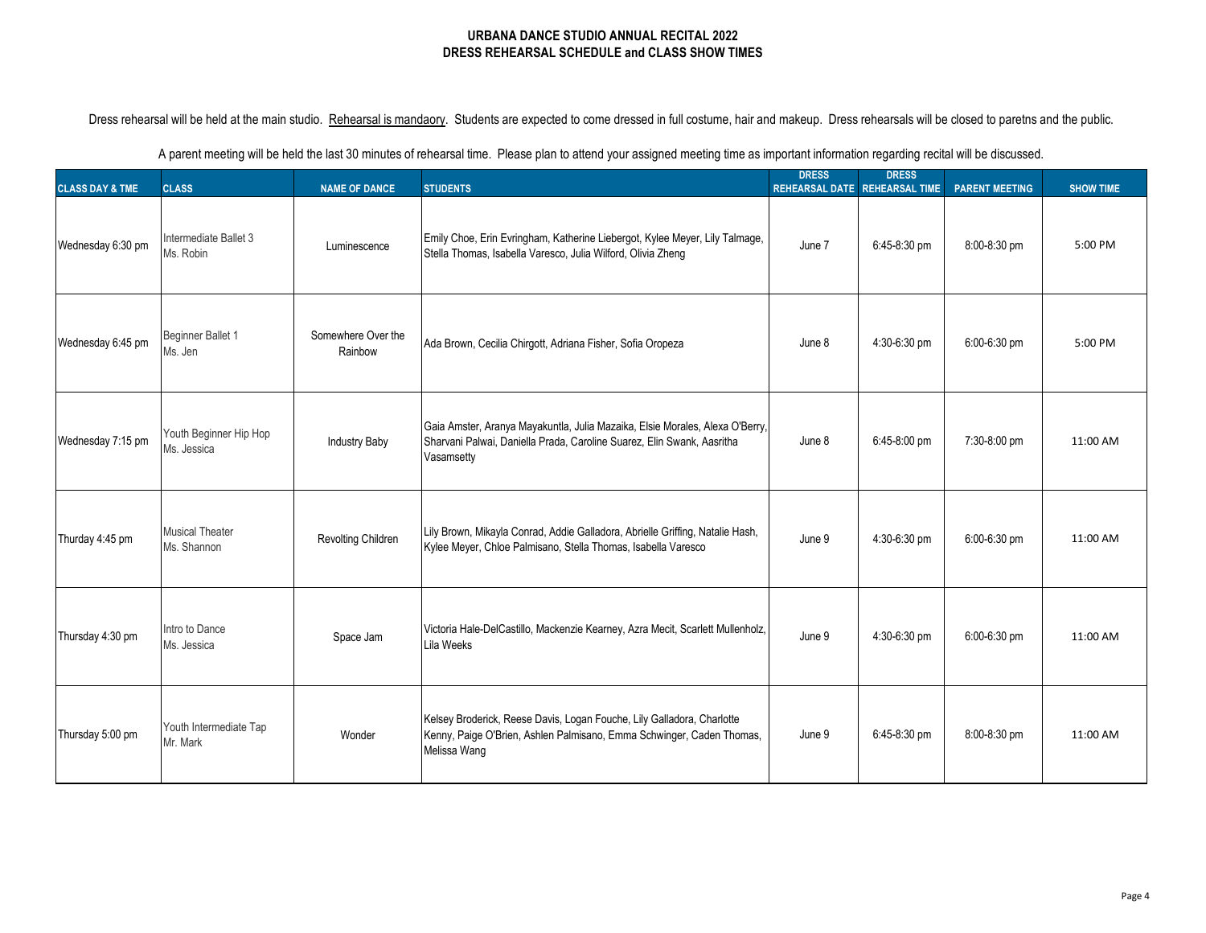**URBANA DANCE STUDIO ANNUAL RECITAL 2022**
**DRESS REHEARSAL SCHEDULE and CLASS SHOW TIMES**

Dress rehearsal will be held at the main studio. Rehearsal is mandaory. Students are expected to come dressed in full costume, hair and makeup. Dress rehearsals will be closed to paretns and the public.

A parent meeting will be held the last 30 minutes of rehearsal time. Please plan to attend your assigned meeting time as important information regarding recital will be discussed.

| CLASS DAY & TME | CLASS | NAME OF DANCE | STUDENTS | DRESS REHEARSAL DATE | DRESS REHEARSAL TIME | PARENT MEETING | SHOW TIME |
|---|---|---|---|---|---|---|---|
| Wednesday 6:30 pm | Intermediate Ballet 3 Ms. Robin | Luminescence | Emily Choe, Erin Evringham, Katherine Liebergot, Kylee Meyer, Lily Talmage, Stella Thomas, Isabella Varesco, Julia Wilford, Olivia Zheng | June 7 | 6:45-8:30 pm | 8:00-8:30 pm | 5:00 PM |
| Wednesday 6:45 pm | Beginner Ballet 1 Ms. Jen | Somewhere Over the Rainbow | Ada Brown, Cecilia Chirgott, Adriana Fisher, Sofia Oropeza | June 8 | 4:30-6:30 pm | 6:00-6:30 pm | 5:00 PM |
| Wednesday 7:15 pm | Youth Beginner Hip Hop Ms. Jessica | Industry Baby | Gaia Amster, Aranya Mayakuntla, Julia Mazaika, Elsie Morales, Alexa O'Berry, Sharvani Palwai, Daniella Prada, Caroline Suarez, Elin Swank, Aasritha Vasamsetty | June 8 | 6:45-8:00 pm | 7:30-8:00 pm | 11:00 AM |
| Thurday 4:45 pm | Musical Theater Ms. Shannon | Revolting Children | Lily Brown, Mikayla Conrad, Addie Galladora, Abrielle Griffing, Natalie Hash, Kylee Meyer, Chloe Palmisano, Stella Thomas, Isabella Varesco | June 9 | 4:30-6:30 pm | 6:00-6:30 pm | 11:00 AM |
| Thursday 4:30 pm | Intro to Dance Ms. Jessica | Space Jam | Victoria Hale-DelCastillo, Mackenzie Kearney, Azra Mecit, Scarlett Mullenholz, Lila Weeks | June 9 | 4:30-6:30 pm | 6:00-6:30 pm | 11:00 AM |
| Thursday 5:00 pm | Youth Intermediate Tap Mr. Mark | Wonder | Kelsey Broderick, Reese Davis, Logan Fouche, Lily Galladora, Charlotte Kenny, Paige O'Brien, Ashlen Palmisano, Emma Schwinger, Caden Thomas, Melissa Wang | June 9 | 6:45-8:30 pm | 8:00-8:30 pm | 11:00 AM |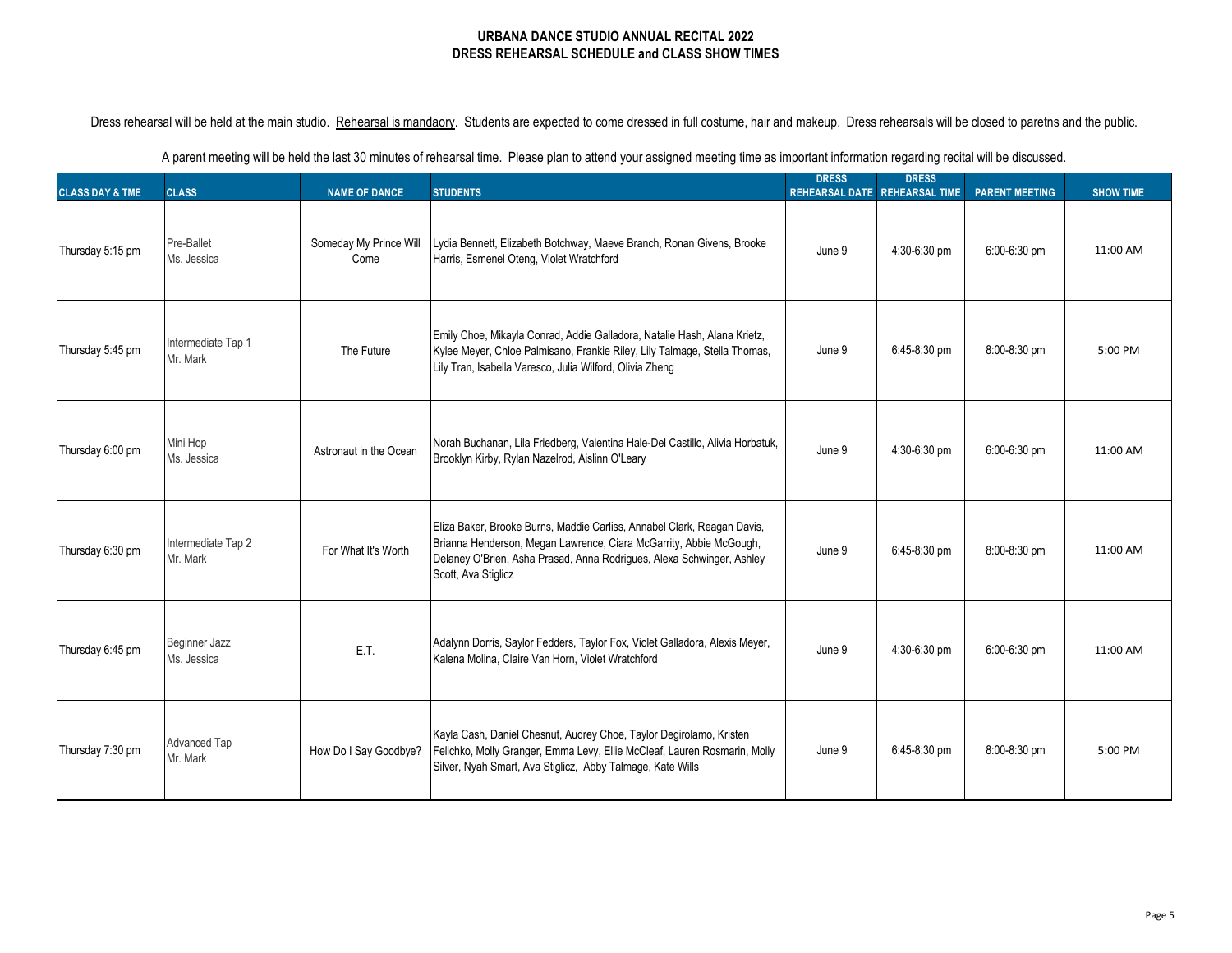# URBANA DANCE STUDIO ANNUAL RECITAL 2022
## DRESS REHEARSAL SCHEDULE and CLASS SHOW TIMES

Dress rehearsal will be held at the main studio. Rehearsal is mandaory. Students are expected to come dressed in full costume, hair and makeup. Dress rehearsals will be closed to paretns and the public.

A parent meeting will be held the last 30 minutes of rehearsal time. Please plan to attend your assigned meeting time as important information regarding recital will be discussed.

| CLASS DAY & TME | CLASS | NAME OF DANCE | STUDENTS | DRESS REHEARSAL DATE | DRESS REHEARSAL TIME | PARENT MEETING | SHOW TIME |
|---|---|---|---|---|---|---|---|
| Thursday 5:15 pm | Pre-Ballet Ms. Jessica | Someday My Prince Will Come | Lydia Bennett, Elizabeth Botchway, Maeve Branch, Ronan Givens, Brooke Harris, Esmenel Oteng, Violet Wratchford | June 9 | 4:30-6:30 pm | 6:00-6:30 pm | 11:00 AM |
| Thursday 5:45 pm | Intermediate Tap 1 Mr. Mark | The Future | Emily Choe, Mikayla Conrad, Addie Galladora, Natalie Hash, Alana Krietz, Kylee Meyer, Chloe Palmisano, Frankie Riley, Lily Talmage, Stella Thomas, Lily Tran, Isabella Varesco, Julia Wilford, Olivia Zheng | June 9 | 6:45-8:30 pm | 8:00-8:30 pm | 5:00 PM |
| Thursday 6:00 pm | Mini Hop Ms. Jessica | Astronaut in the Ocean | Norah Buchanan, Lila Friedberg, Valentina Hale-Del Castillo, Alivia Horbatuk, Brooklyn Kirby, Rylan Nazelrod, Aislinn O'Leary | June 9 | 4:30-6:30 pm | 6:00-6:30 pm | 11:00 AM |
| Thursday 6:30 pm | Intermediate Tap 2 Mr. Mark | For What It's Worth | Eliza Baker, Brooke Burns, Maddie Carliss, Annabel Clark, Reagan Davis, Brianna Henderson, Megan Lawrence, Ciara McGarrity, Abbie McGough, Delaney O'Brien, Asha Prasad, Anna Rodrigues, Alexa Schwinger, Ashley Scott, Ava Stiglicz | June 9 | 6:45-8:30 pm | 8:00-8:30 pm | 11:00 AM |
| Thursday 6:45 pm | Beginner Jazz Ms. Jessica | E.T. | Adalynn Dorris, Saylor Fedders, Taylor Fox, Violet Galladora, Alexis Meyer, Kalena Molina, Claire Van Horn, Violet Wratchford | June 9 | 4:30-6:30 pm | 6:00-6:30 pm | 11:00 AM |
| Thursday 7:30 pm | Advanced Tap Mr. Mark | How Do I Say Goodbye? | Kayla Cash, Daniel Chesnut, Audrey Choe, Taylor Degirolamo, Kristen Felichko, Molly Granger, Emma Levy, Ellie McCleaf, Lauren Rosmarin, Molly Silver, Nyah Smart, Ava Stiglicz, Abby Talmage, Kate Wills | June 9 | 6:45-8:30 pm | 8:00-8:30 pm | 5:00 PM |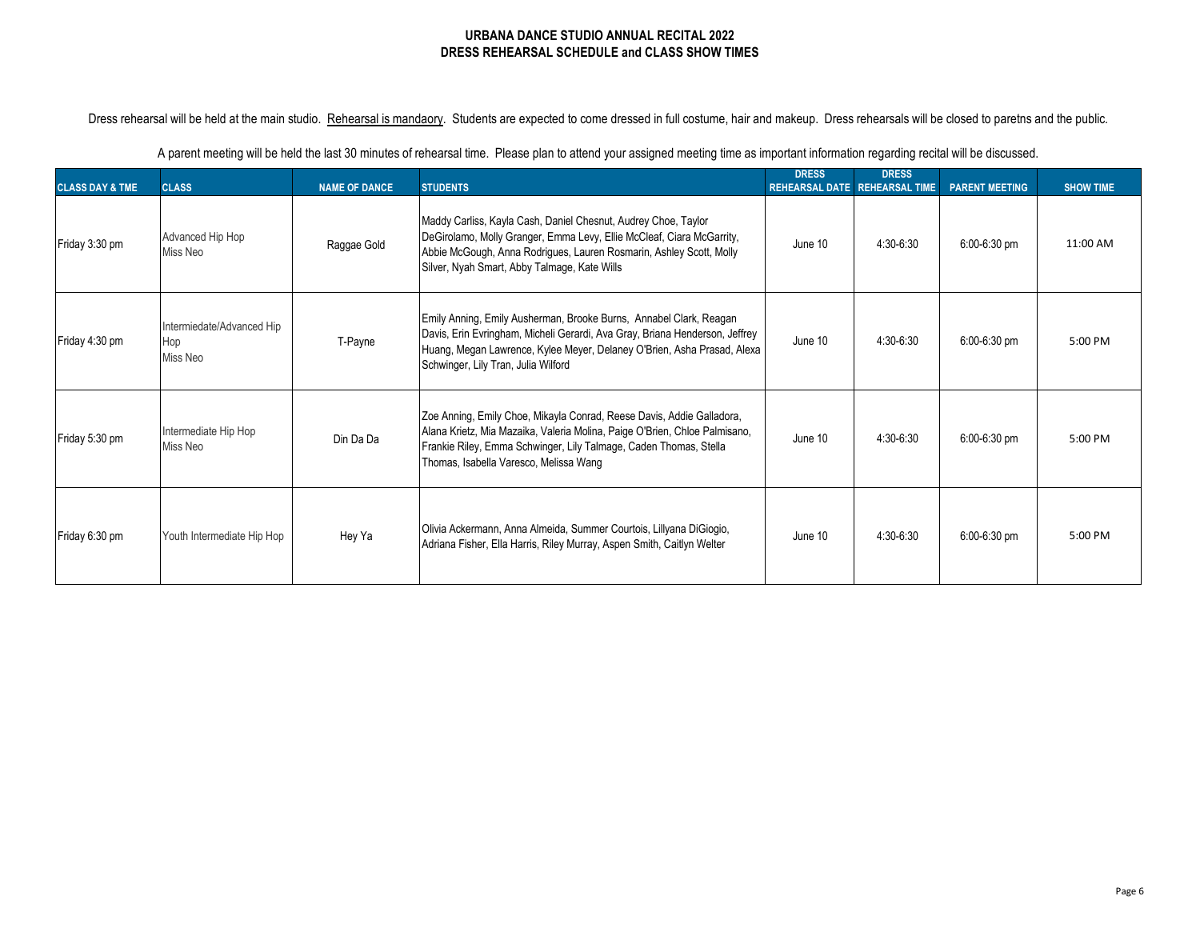# URBANA DANCE STUDIO ANNUAL RECITAL 2022
## DRESS REHEARSAL SCHEDULE and CLASS SHOW TIMES

Dress rehearsal will be held at the main studio. Rehearsal is mandaory. Students are expected to come dressed in full costume, hair and makeup. Dress rehearsals will be closed to paretns and the public.

A parent meeting will be held the last 30 minutes of rehearsal time. Please plan to attend your assigned meeting time as important information regarding recital will be discussed.

| CLASS DAY & TME | CLASS | NAME OF DANCE | STUDENTS | DRESS REHEARSAL DATE | DRESS REHEARSAL TIME | PARENT MEETING | SHOW TIME |
|---|---|---|---|---|---|---|---|
| Friday 3:30 pm | Advanced Hip Hop Miss Neo | Raggae Gold | Maddy Carliss, Kayla Cash, Daniel Chesnut, Audrey Choe, Taylor DeGirolamo, Molly Granger, Emma Levy, Ellie McCleaf, Ciara McGarrity, Abbie McGough, Anna Rodrigues, Lauren Rosmarin, Ashley Scott, Molly Silver, Nyah Smart, Abby Talmage, Kate Wills | June 10 | 4:30-6:30 | 6:00-6:30 pm | 11:00 AM |
| Friday 4:30 pm | Intermiedate/Advanced Hip Hop Miss Neo | T-Payne | Emily Anning, Emily Ausherman, Brooke Burns, Annabel Clark, Reagan Davis, Erin Evringham, Micheli Gerardi, Ava Gray, Briana Henderson, Jeffrey Huang, Megan Lawrence, Kylee Meyer, Delaney O'Brien, Asha Prasad, Alexa Schwinger, Lily Tran, Julia Wilford | June 10 | 4:30-6:30 | 6:00-6:30 pm | 5:00 PM |
| Friday 5:30 pm | Intermediate Hip Hop Miss Neo | Din Da Da | Zoe Anning, Emily Choe, Mikayla Conrad, Reese Davis, Addie Galladora, Alana Krietz, Mia Mazaika, Valeria Molina, Paige O'Brien, Chloe Palmisano, Frankie Riley, Emma Schwinger, Lily Talmage, Caden Thomas, Stella Thomas, Isabella Varesco, Melissa Wang | June 10 | 4:30-6:30 | 6:00-6:30 pm | 5:00 PM |
| Friday 6:30 pm | Youth Intermediate Hip Hop | Hey Ya | Olivia Ackermann, Anna Almeida, Summer Courtois, Lillyana DiGiogio, Adriana Fisher, Ella Harris, Riley Murray, Aspen Smith, Caitlyn Welter | June 10 | 4:30-6:30 | 6:00-6:30 pm | 5:00 PM |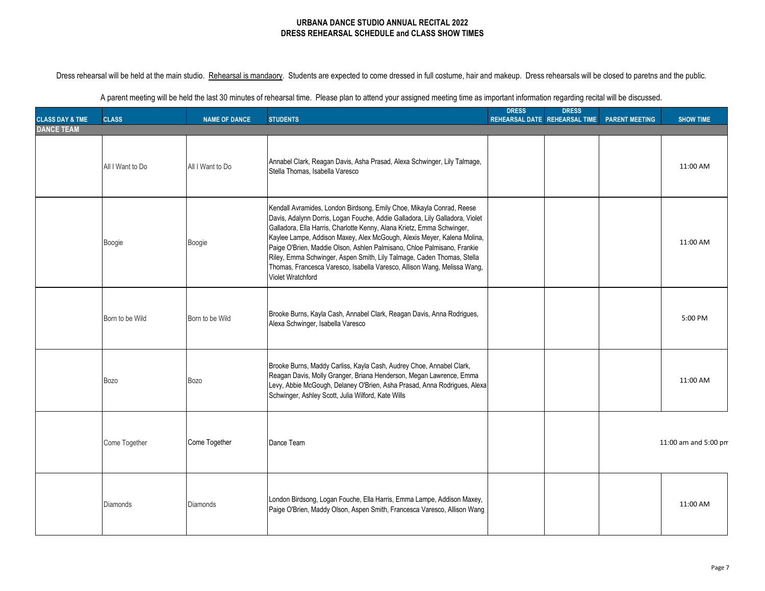**URBANA DANCE STUDIO ANNUAL RECITAL 2022**
**DRESS REHEARSAL SCHEDULE and CLASS SHOW TIMES**

Dress rehearsal will be held at the main studio. Rehearsal is mandaory. Students are expected to come dressed in full costume, hair and makeup. Dress rehearsals will be closed to paretns and the public.

A parent meeting will be held the last 30 minutes of rehearsal time. Please plan to attend your assigned meeting time as important information regarding recital will be discussed.

| CLASS DAY & TME | CLASS | NAME OF DANCE | STUDENTS | DRESS REHEARSAL DATE | DRESS REHEARSAL TIME | PARENT MEETING | SHOW TIME |
|---|---|---|---|---|---|---|---|
| **DANCE TEAM** | | | | | | | |
| | All I Want to Do | All I Want to Do | Annabel Clark, Reagan Davis, Asha Prasad, Alexa Schwinger, Lily Talmage, Stella Thomas, Isabella Varesco | | | | 11:00 AM |
| | Boogie | Boogie | Kendall Avramides, London Birdsong, Emily Choe, Mikayla Conrad, Reese Davis, Adalynn Dorris, Logan Fouche, Addie Galladora, Lily Galladora, Violet Galladora, Ella Harris, Charlotte Kenny, Alana Krietz, Emma Schwinger, Kaylee Lampe, Addison Maxey, Alex McGough, Alexis Meyer, Kalena Molina, Paige O'Brien, Maddie Olson, Ashlen Palmisano, Chloe Palmisano, Frankie Riley, Emma Schwinger, Aspen Smith, Lily Talmage, Caden Thomas, Stella Thomas, Francesca Varesco, Isabella Varesco, Allison Wang, Melissa Wang, Violet Wratchford | | | | 11:00 AM |
| | Born to be Wild | Born to be Wild | Brooke Burns, Kayla Cash, Annabel Clark, Reagan Davis, Anna Rodrigues, Alexa Schwinger, Isabella Varesco | | | | 5:00 PM |
| | Bozo | Bozo | Brooke Burns, Maddy Carliss, Kayla Cash, Audrey Choe, Annabel Clark, Reagan Davis, Molly Granger, Briana Henderson, Megan Lawrence, Emma Levy, Abbie McGough, Delaney O'Brien, Asha Prasad, Anna Rodrigues, Alexa Schwinger, Ashley Scott, Julia Wilford, Kate Wills | | | | 11:00 AM |
| | Come Together | Come Together | Dance Team | | | | 11:00 am and 5:00 pm |
| | Diamonds | Diamonds | London Birdsong, Logan Fouche, Ella Harris, Emma Lampe, Addison Maxey, Paige O'Brien, Maddy Olson, Aspen Smith, Francesca Varesco, Allison Wang | | | | 11:00 AM |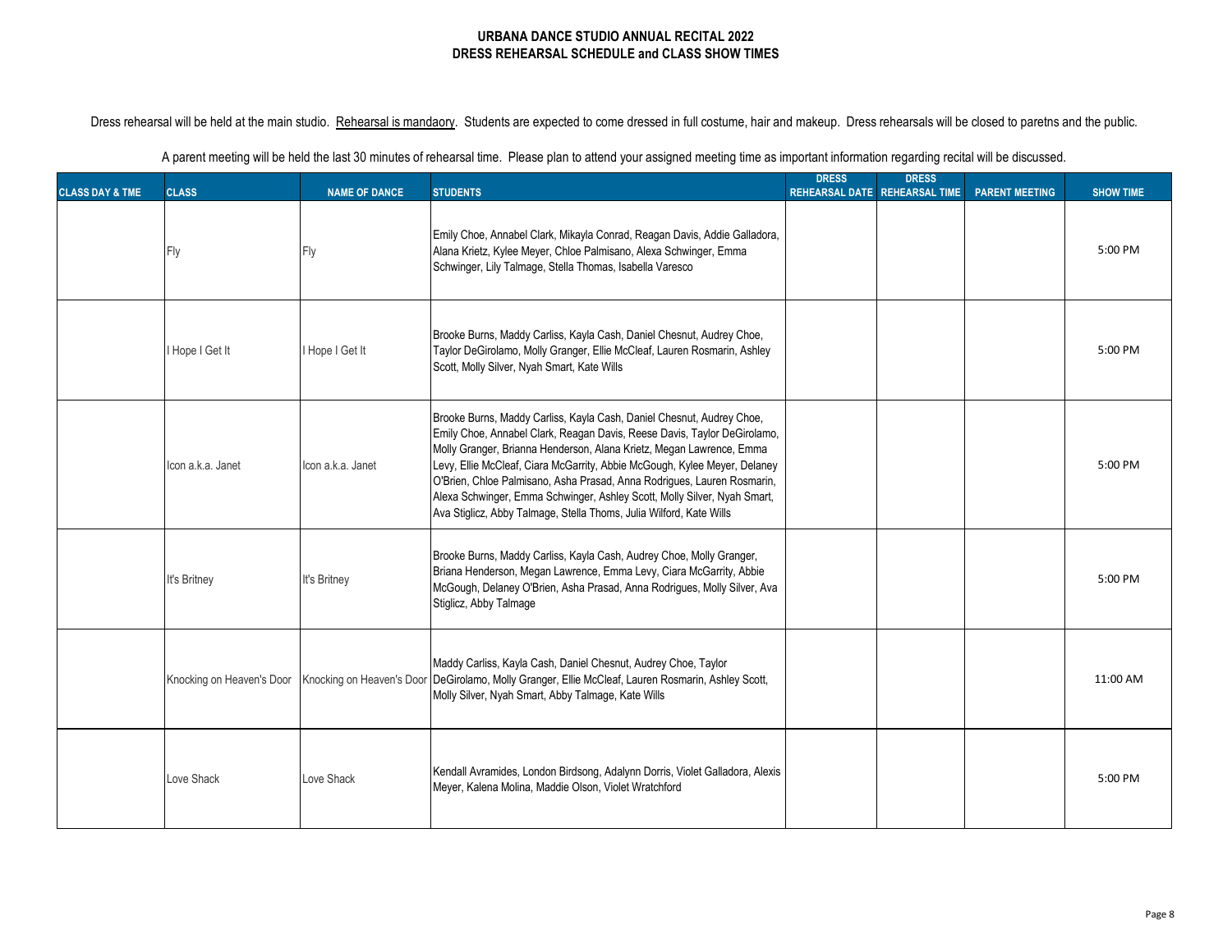**URBANA DANCE STUDIO ANNUAL RECITAL 2022**
**DRESS REHEARSAL SCHEDULE and CLASS SHOW TIMES**

Dress rehearsal will be held at the main studio. Rehearsal is mandaory. Students are expected to come dressed in full costume, hair and makeup. Dress rehearsals will be closed to paretns and the public.

A parent meeting will be held the last 30 minutes of rehearsal time. Please plan to attend your assigned meeting time as important information regarding recital will be discussed.

| CLASS DAY & TME | CLASS | NAME OF DANCE | STUDENTS | DRESS REHEARSAL DATE | DRESS REHEARSAL TIME | PARENT MEETING | SHOW TIME |
|---|---|---|---|---|---|---|---|
| | Fly | Fly | Emily Choe, Annabel Clark, Mikayla Conrad, Reagan Davis, Addie Galladora, Alana Krietz, Kylee Meyer, Chloe Palmisano, Alexa Schwinger, Emma Schwinger, Lily Talmage, Stella Thomas, Isabella Varesco | | | | 5:00 PM |
| | I Hope I Get It | I Hope I Get It | Brooke Burns, Maddy Carliss, Kayla Cash, Daniel Chesnut, Audrey Choe, Taylor DeGirolamo, Molly Granger, Ellie McCleaf, Lauren Rosmarin, Ashley Scott, Molly Silver, Nyah Smart, Kate Wills | | | | 5:00 PM |
| | Icon a.k.a. Janet | Icon a.k.a. Janet | Brooke Burns, Maddy Carliss, Kayla Cash, Daniel Chesnut, Audrey Choe, Emily Choe, Annabel Clark, Reagan Davis, Reese Davis, Taylor DeGirolamo, Molly Granger, Brianna Henderson, Alana Krietz, Megan Lawrence, Emma Levy, Ellie McCleaf, Ciara McGarrity, Abbie McGough, Kylee Meyer, Delaney O'Brien, Chloe Palmisano, Asha Prasad, Anna Rodrigues, Lauren Rosmarin, Alexa Schwinger, Emma Schwinger, Ashley Scott, Molly Silver, Nyah Smart, Ava Stiglicz, Abby Talmage, Stella Thoms, Julia Wilford, Kate Wills | | | | 5:00 PM |
| | It's Britney | It's Britney | Brooke Burns, Maddy Carliss, Kayla Cash, Audrey Choe, Molly Granger, Briana Henderson, Megan Lawrence, Emma Levy, Ciara McGarrity, Abbie McGough, Delaney O'Brien, Asha Prasad, Anna Rodrigues, Molly Silver, Ava Stiglicz, Abby Talmage | | | | 5:00 PM |
| | Knocking on Heaven's Door | Knocking on Heaven's Door | Maddy Carliss, Kayla Cash, Daniel Chesnut, Audrey Choe, Taylor DeGirolamo, Molly Granger, Ellie McCleaf, Lauren Rosmarin, Ashley Scott, Molly Silver, Nyah Smart, Abby Talmage, Kate Wills | | | | 11:00 AM |
| | Love Shack | Love Shack | Kendall Avramides, London Birdsong, Adalynn Dorris, Violet Galladora, Alexis Meyer, Kalena Molina, Maddie Olson, Violet Wratchford | | | | 5:00 PM |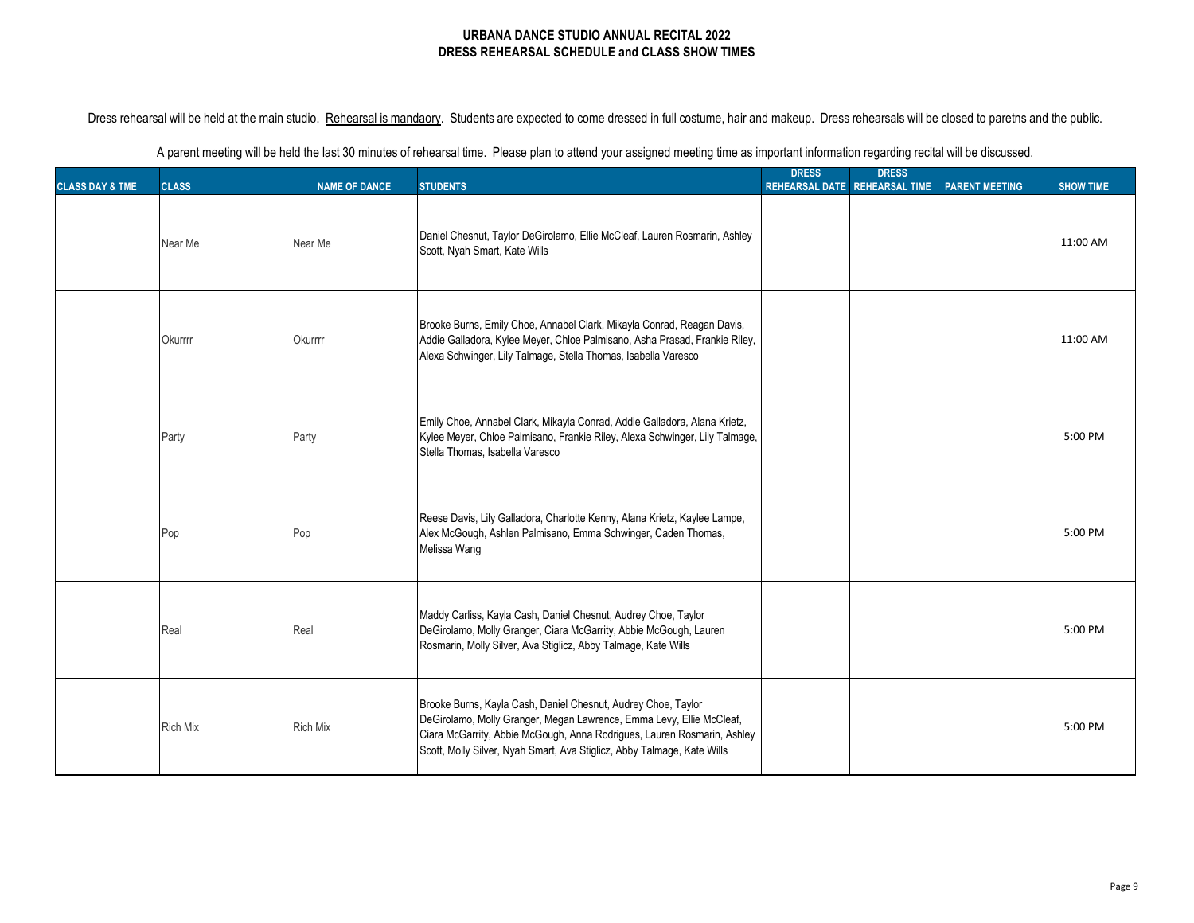**URBANA DANCE STUDIO ANNUAL RECITAL 2022**
**DRESS REHEARSAL SCHEDULE and CLASS SHOW TIMES**

Dress rehearsal will be held at the main studio. Rehearsal is mandaory. Students are expected to come dressed in full costume, hair and makeup. Dress rehearsals will be closed to paretns and the public.

A parent meeting will be held the last 30 minutes of rehearsal time. Please plan to attend your assigned meeting time as important information regarding recital will be discussed.

| CLASS DAY & TME | CLASS | NAME OF DANCE | STUDENTS | DRESS REHEARSAL DATE | DRESS REHEARSAL TIME | PARENT MEETING | SHOW TIME |
|---|---|---|---|---|---|---|---|
| | Near Me | Near Me | Daniel Chesnut, Taylor DeGirolamo, Ellie McCleaf, Lauren Rosmarin, Ashley Scott, Nyah Smart, Kate Wills | | | | 11:00 AM |
| | Okurrrr | Okurrrr | Brooke Burns, Emily Choe, Annabel Clark, Mikayla Conrad, Reagan Davis, Addie Galladora, Kylee Meyer, Chloe Palmisano, Asha Prasad, Frankie Riley, Alexa Schwinger, Lily Talmage, Stella Thomas, Isabella Varesco | | | | 11:00 AM |
| | Party | Party | Emily Choe, Annabel Clark, Mikayla Conrad, Addie Galladora, Alana Krietz, Kylee Meyer, Chloe Palmisano, Frankie Riley, Alexa Schwinger, Lily Talmage, Stella Thomas, Isabella Varesco | | | | 5:00 PM |
| | Pop | Pop | Reese Davis, Lily Galladora, Charlotte Kenny, Alana Krietz, Kaylee Lampe, Alex McGough, Ashlen Palmisano, Emma Schwinger, Caden Thomas, Melissa Wang | | | | 5:00 PM |
| | Real | Real | Maddy Carliss, Kayla Cash, Daniel Chesnut, Audrey Choe, Taylor DeGirolamo, Molly Granger, Ciara McGarrity, Abbie McGough, Lauren Rosmarin, Molly Silver, Ava Stiglicz, Abby Talmage, Kate Wills | | | | 5:00 PM |
| | Rich Mix | Rich Mix | Brooke Burns, Kayla Cash, Daniel Chesnut, Audrey Choe, Taylor DeGirolamo, Molly Granger, Megan Lawrence, Emma Levy, Ellie McCleaf, Ciara McGarrity, Abbie McGough, Anna Rodrigues, Lauren Rosmarin, Ashley Scott, Molly Silver, Nyah Smart, Ava Stiglicz, Abby Talmage, Kate Wills | | | | 5:00 PM |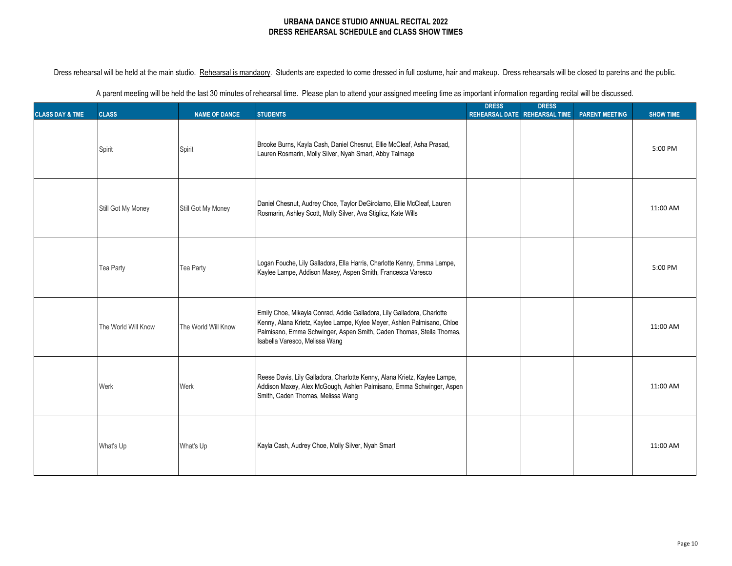**URBANA DANCE STUDIO ANNUAL RECITAL 2022**
**DRESS REHEARSAL SCHEDULE and CLASS SHOW TIMES**

Dress rehearsal will be held at the main studio. Rehearsal is mandaory. Students are expected to come dressed in full costume, hair and makeup. Dress rehearsals will be closed to paretns and the public.

A parent meeting will be held the last 30 minutes of rehearsal time. Please plan to attend your assigned meeting time as important information regarding recital will be discussed.

| CLASS DAY & TME | CLASS | NAME OF DANCE | STUDENTS | DRESS REHEARSAL DATE | DRESS REHEARSAL TIME | PARENT MEETING | SHOW TIME |
|---|---|---|---|---|---|---|---|
| | Spirit | Spirit | Brooke Burns, Kayla Cash, Daniel Chesnut, Ellie McCleaf, Asha Prasad, Lauren Rosmarin, Molly Silver, Nyah Smart, Abby Talmage | | | | 5:00 PM |
| | Still Got My Money | Still Got My Money | Daniel Chesnut, Audrey Choe, Taylor DeGirolamo, Ellie McCleaf, Lauren Rosmarin, Ashley Scott, Molly Silver, Ava Stiglicz, Kate Wills | | | | 11:00 AM |
| | Tea Party | Tea Party | Logan Fouche, Lily Galladora, Ella Harris, Charlotte Kenny, Emma Lampe, Kaylee Lampe, Addison Maxey, Aspen Smith, Francesca Varesco | | | | 5:00 PM |
| | The World Will Know | The World Will Know | Emily Choe, Mikayla Conrad, Addie Galladora, Lily Galladora, Charlotte Kenny, Alana Krietz, Kaylee Lampe, Kylee Meyer, Ashlen Palmisano, Chloe Palmisano, Emma Schwinger, Aspen Smith, Caden Thomas, Stella Thomas, Isabella Varesco, Melissa Wang | | | | 11:00 AM |
| | Werk | Werk | Reese Davis, Lily Galladora, Charlotte Kenny, Alana Krietz, Kaylee Lampe, Addison Maxey, Alex McGough, Ashlen Palmisano, Emma Schwinger, Aspen Smith, Caden Thomas, Melissa Wang | | | | 11:00 AM |
| | What's Up | What's Up | Kayla Cash, Audrey Choe, Molly Silver, Nyah Smart | | | | 11:00 AM |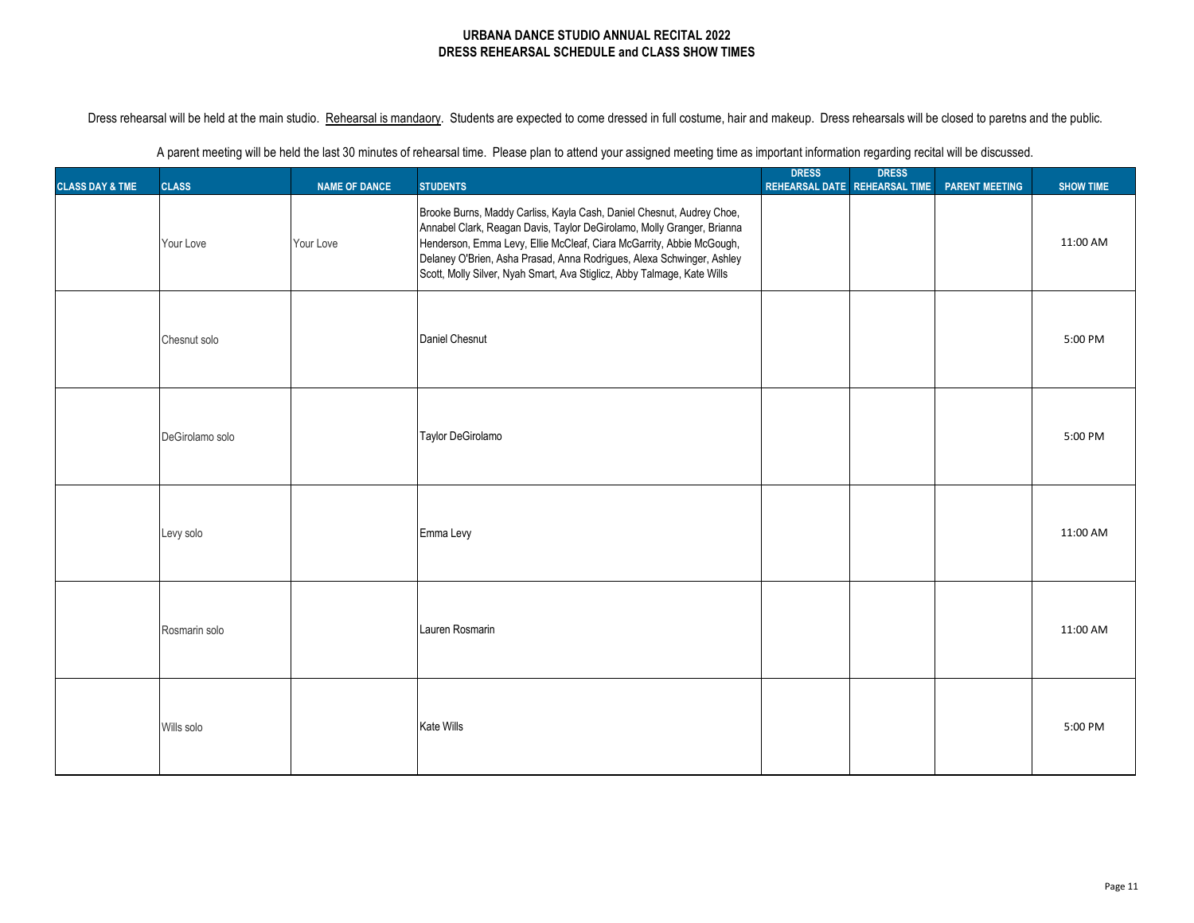**URBANA DANCE STUDIO ANNUAL RECITAL 2022**
**DRESS REHEARSAL SCHEDULE and CLASS SHOW TIMES**

Dress rehearsal will be held at the main studio. Rehearsal is mandaory. Students are expected to come dressed in full costume, hair and makeup. Dress rehearsals will be closed to paretns and the public.

A parent meeting will be held the last 30 minutes of rehearsal time. Please plan to attend your assigned meeting time as important information regarding recital will be discussed.

| CLASS DAY & TME | CLASS | NAME OF DANCE | STUDENTS | DRESS REHEARSAL DATE | DRESS REHEARSAL TIME | PARENT MEETING | SHOW TIME |
|---|---|---|---|---|---|---|---|
| | Your Love | Your Love | Brooke Burns, Maddy Carliss, Kayla Cash, Daniel Chesnut, Audrey Choe, Annabel Clark, Reagan Davis, Taylor DeGirolamo, Molly Granger, Brianna Henderson, Emma Levy, Ellie McCleaf, Ciara McGarrity, Abbie McGough, Delaney O'Brien, Asha Prasad, Anna Rodrigues, Alexa Schwinger, Ashley Scott, Molly Silver, Nyah Smart, Ava Stiglicz, Abby Talmage, Kate Wills | | | | 11:00 AM |
| | Chesnut solo | | Daniel Chesnut | | | | 5:00 PM |
| | DeGirolamo solo | | Taylor DeGirolamo | | | | 5:00 PM |
| | Levy solo | | Emma Levy | | | | 11:00 AM |
| | Rosmarin solo | | Lauren Rosmarin | | | | 11:00 AM |
| | Wills solo | | Kate Wills | | | | 5:00 PM |